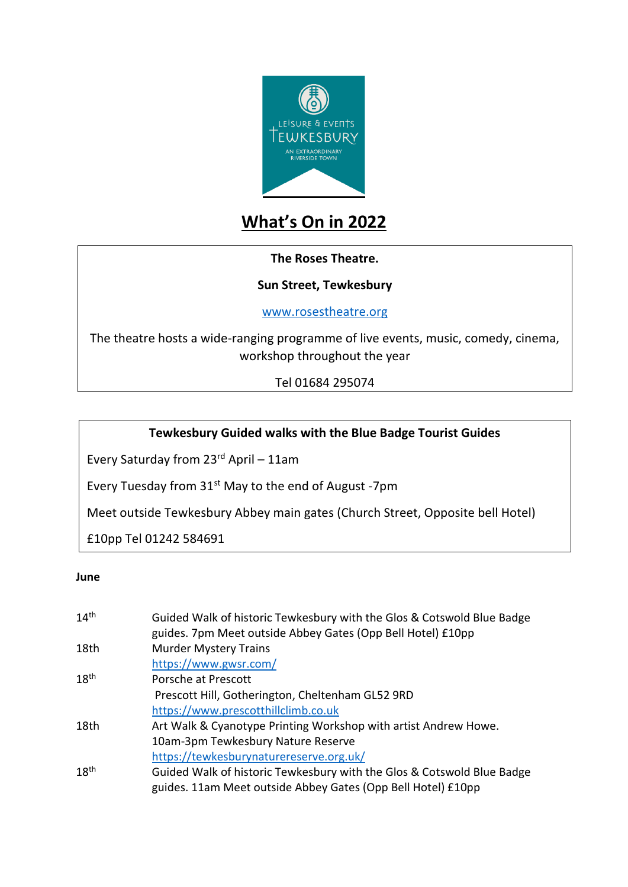# What's On in 2022

**The Roses Theatre.**

**Sun Street, Tewkesbury**

www.rosestheatre.org

The theatre hosts a wide-ranging programme of live events, music, comedy, cinema, workshop throughout the year

Tel 01684 295074

**Tewkesbury Guided walks with the Blue Badge Tourist Guides**

Every Saturday from 23rd April – 11am

Every Tuesday from 31st May to the end of August -7pm

Meet outside Tewkesbury Abbey main gates (Church Street, Opposite bell Hotel)

£10pp Tel 01242 584691

**June**

| | |
|---|---|
| 14th | Guided Walk of historic Tewkesbury with the Glos & Cotswold Blue Badge guides. 7pm Meet outside Abbey Gates (Opp Bell Hotel) £10pp |
| 18th | Murder Mystery Trains<br>https://www.gwsr.com/ |
| 18th | Porsche at Prescott<br>Prescott Hill, Gotherington, Cheltenham GL52 9RD<br>https://www.prescotthillclimb.co.uk |
| 18th | Art Walk & Cyanotype Printing Workshop with artist Andrew Howe.<br>10am-3pm Tewkesbury Nature Reserve<br>https://tewkesburynaturereserve.org.uk/ |
| 18th | Guided Walk of historic Tewkesbury with the Glos & Cotswold Blue Badge guides. 11am Meet outside Abbey Gates (Opp Bell Hotel) £10pp |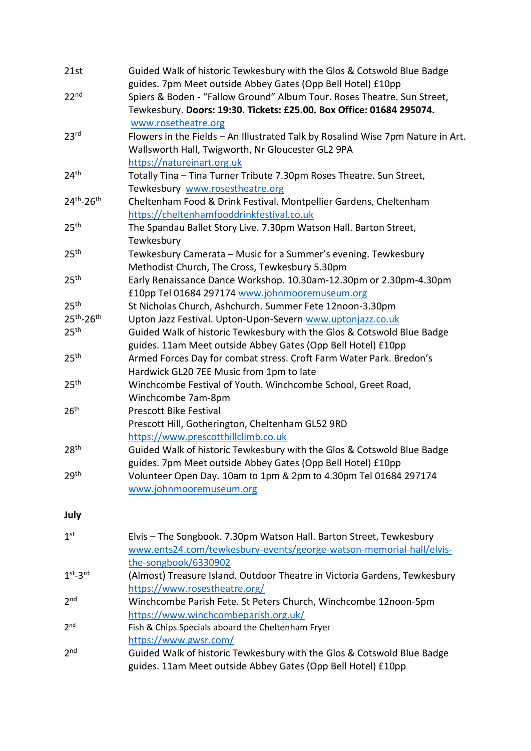| | |
|---|---|
| 21st | Guided Walk of historic Tewkesbury with the Glos & Cotswold Blue Badge guides. 7pm Meet outside Abbey Gates (Opp Bell Hotel) £10pp |
| 22nd | Spiers & Boden - "Fallow Ground" Album Tour. Roses Theatre. Sun Street, Tewkesbury. **Doors: 19:30. Tickets: £25.00. Box Office: 01684 295074.** www.rosetheatre.org |
| 23rd | Flowers in the Fields – An Illustrated Talk by Rosalind Wise 7pm Nature in Art. Wallsworth Hall, Twigworth, Nr Gloucester GL2 9PA https://natureinart.org.uk |
| 24th | Totally Tina – Tina Turner Tribute 7.30pm Roses Theatre. Sun Street, Tewkesbury www.rosestheatre.org |
| 24th-26th | Cheltenham Food & Drink Festival. Montpellier Gardens, Cheltenham https://cheltenhamfooddrinkfestival.co.uk |
| 25th | The Spandau Ballet Story Live. 7.30pm Watson Hall. Barton Street, Tewkesbury |
| 25th | Tewkesbury Camerata – Music for a Summer's evening. Tewkesbury Methodist Church, The Cross, Tewkesbury 5.30pm |
| 25th | Early Renaissance Dance Workshop. 10.30am-12.30pm or 2.30pm-4.30pm £10pp Tel 01684 297174 www.johnmooremuseum.org |
| 25th | St Nicholas Church, Ashchurch. Summer Fete 12noon-3.30pm |
| 25th-26th | Upton Jazz Festival. Upton-Upon-Severn www.uptonjazz.co.uk |
| 25th | Guided Walk of historic Tewkesbury with the Glos & Cotswold Blue Badge guides. 11am Meet outside Abbey Gates (Opp Bell Hotel) £10pp |
| 25th | Armed Forces Day for combat stress. Croft Farm Water Park. Bredon's Hardwick GL20 7EE Music from 1pm to late |
| 25th | Winchcombe Festival of Youth. Winchcombe School, Greet Road, Winchcombe 7am-8pm |
| 26th | Prescott Bike Festival<br>Prescott Hill, Gotherington, Cheltenham GL52 9RD https://www.prescotthillclimb.co.uk |
| 28th | Guided Walk of historic Tewkesbury with the Glos & Cotswold Blue Badge guides. 7pm Meet outside Abbey Gates (Opp Bell Hotel) £10pp |
| 29th | Volunteer Open Day. 10am to 1pm & 2pm to 4.30pm Tel 01684 297174 www.johnmooremuseum.org |

**July**

| | |
|---|---|
| 1st | Elvis – The Songbook. 7.30pm Watson Hall. Barton Street, Tewkesbury www.ents24.com/tewkesbury-events/george-watson-memorial-hall/elvis-the-songbook/6330902 |
| 1st-3rd | (Almost) Treasure Island. Outdoor Theatre in Victoria Gardens, Tewkesbury https://www.rosestheatre.org/ |
| 2nd | Winchcombe Parish Fete. St Peters Church, Winchcombe 12noon-5pm https://www.winchcombeparish.org.uk/ |
| 2nd | Fish & Chips Specials aboard the Cheltenham Fryer https://www.gwsr.com/ |
| 2nd | Guided Walk of historic Tewkesbury with the Glos & Cotswold Blue Badge guides. 11am Meet outside Abbey Gates (Opp Bell Hotel) £10pp |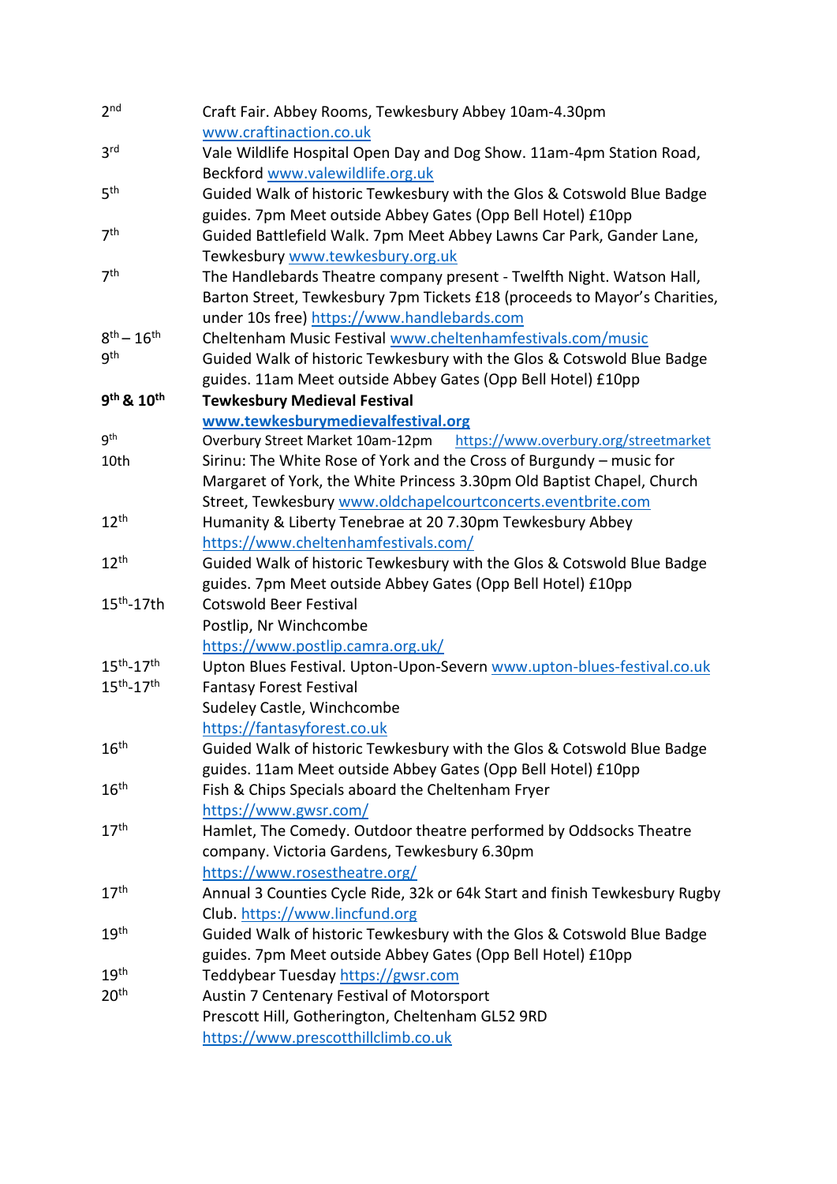| | |
|---|---|
| 2nd | Craft Fair. Abbey Rooms, Tewkesbury Abbey 10am-4.30pm www.craftinaction.co.uk |
| 3rd | Vale Wildlife Hospital Open Day and Dog Show. 11am-4pm Station Road, Beckford www.valewildlife.org.uk |
| 5th | Guided Walk of historic Tewkesbury with the Glos & Cotswold Blue Badge guides. 7pm Meet outside Abbey Gates (Opp Bell Hotel) £10pp |
| 7th | Guided Battlefield Walk. 7pm Meet Abbey Lawns Car Park, Gander Lane, Tewkesbury www.tewkesbury.org.uk |
| 7th | The Handlebards Theatre company present - Twelfth Night. Watson Hall, Barton Street, Tewkesbury 7pm Tickets £18 (proceeds to Mayor's Charities, under 10s free) https://www.handlebards.com |
| 8th – 16th | Cheltenham Music Festival www.cheltenhamfestivals.com/music |
| 9th | Guided Walk of historic Tewkesbury with the Glos & Cotswold Blue Badge guides. 11am Meet outside Abbey Gates (Opp Bell Hotel) £10pp |
| **9th & 10th** | **Tewkesbury Medieval Festival** **www.tewkesburymedievalfestival.org** |
| 9th | Overbury Street Market 10am-12pm https://www.overbury.org/streetmarket |
| 10th | Sirinu: The White Rose of York and the Cross of Burgundy – music for Margaret of York, the White Princess 3.30pm Old Baptist Chapel, Church Street, Tewkesbury www.oldchapelcourtconcerts.eventbrite.com |
| 12th | Humanity & Liberty Tenebrae at 20 7.30pm Tewkesbury Abbey https://www.cheltenhamfestivals.com/ |
| 12th | Guided Walk of historic Tewkesbury with the Glos & Cotswold Blue Badge guides. 7pm Meet outside Abbey Gates (Opp Bell Hotel) £10pp |
| 15th-17th | Cotswold Beer Festival Postlip, Nr Winchcombe https://www.postlip.camra.org.uk/ |
| 15th-17th | Upton Blues Festival. Upton-Upon-Severn www.upton-blues-festival.co.uk |
| 15th-17th | Fantasy Forest Festival Sudeley Castle, Winchcombe https://fantasyforest.co.uk |
| 16th | Guided Walk of historic Tewkesbury with the Glos & Cotswold Blue Badge guides. 11am Meet outside Abbey Gates (Opp Bell Hotel) £10pp |
| 16th | Fish & Chips Specials aboard the Cheltenham Fryer https://www.gwsr.com/ |
| 17th | Hamlet, The Comedy. Outdoor theatre performed by Oddsocks Theatre company. Victoria Gardens, Tewkesbury 6.30pm https://www.rosestheatre.org/ |
| 17th | Annual 3 Counties Cycle Ride, 32k or 64k Start and finish Tewkesbury Rugby Club. https://www.lincfund.org |
| 19th | Guided Walk of historic Tewkesbury with the Glos & Cotswold Blue Badge guides. 7pm Meet outside Abbey Gates (Opp Bell Hotel) £10pp |
| 19th | Teddybear Tuesday https://gwsr.com |
| 20th | Austin 7 Centenary Festival of Motorsport Prescott Hill, Gotherington, Cheltenham GL52 9RD https://www.prescotthillclimb.co.uk |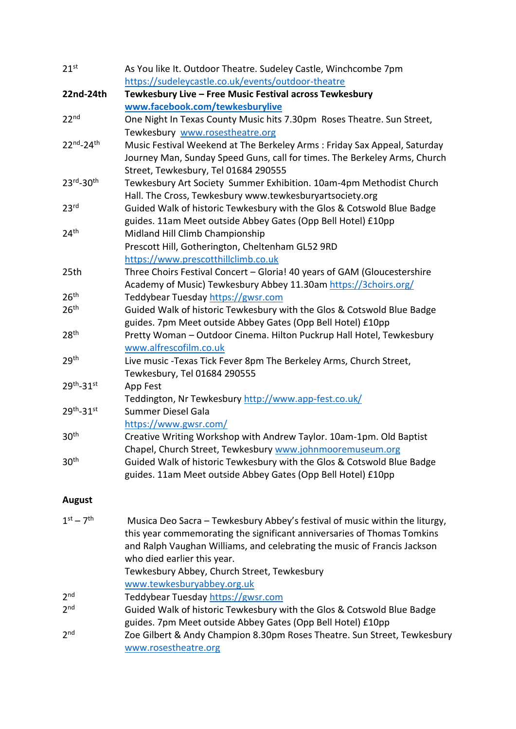| | |
|---|---|
| 21st | As You like It. Outdoor Theatre. Sudeley Castle, Winchcombe 7pm https://sudeleycastle.co.uk/events/outdoor-theatre |
| **22nd-24th** | **Tewkesbury Live – Free Music Festival across Tewkesbury** **www.facebook.com/tewkesburylive** |
| 22nd | One Night In Texas County Music hits 7.30pm Roses Theatre. Sun Street, Tewkesbury www.rosestheatre.org |
| 22nd-24th | Music Festival Weekend at The Berkeley Arms : Friday Sax Appeal, Saturday Journey Man, Sunday Speed Guns, call for times. The Berkeley Arms, Church Street, Tewkesbury, Tel 01684 290555 |
| 23rd-30th | Tewkesbury Art Society Summer Exhibition. 10am-4pm Methodist Church Hall. The Cross, Tewkesbury www.tewkesburyartsociety.org |
| 23rd | Guided Walk of historic Tewkesbury with the Glos & Cotswold Blue Badge guides. 11am Meet outside Abbey Gates (Opp Bell Hotel) £10pp |
| 24th | Midland Hill Climb Championship Prescott Hill, Gotherington, Cheltenham GL52 9RD https://www.prescotthillclimb.co.uk |
| 25th | Three Choirs Festival Concert – Gloria! 40 years of GAM (Gloucestershire Academy of Music) Tewkesbury Abbey 11.30am https://3choirs.org/ |
| 26th | Teddybear Tuesday https://gwsr.com |
| 26th | Guided Walk of historic Tewkesbury with the Glos & Cotswold Blue Badge guides. 7pm Meet outside Abbey Gates (Opp Bell Hotel) £10pp |
| 28th | Pretty Woman – Outdoor Cinema. Hilton Puckrup Hall Hotel, Tewkesbury www.alfrescofilm.co.uk |
| 29th | Live music -Texas Tick Fever 8pm The Berkeley Arms, Church Street, Tewkesbury, Tel 01684 290555 |
| 29th-31st | App Fest Teddington, Nr Tewkesbury http://www.app-fest.co.uk/ |
| 29th-31st | Summer Diesel Gala https://www.gwsr.com/ |
| 30th | Creative Writing Workshop with Andrew Taylor. 10am-1pm. Old Baptist Chapel, Church Street, Tewkesbury www.johnmooremuseum.org |
| 30th | Guided Walk of historic Tewkesbury with the Glos & Cotswold Blue Badge guides. 11am Meet outside Abbey Gates (Opp Bell Hotel) £10pp |

## August

| | |
|---|---|
| 1st – 7th | Musica Deo Sacra – Tewkesbury Abbey's festival of music within the liturgy, this year commemorating the significant anniversaries of Thomas Tomkins and Ralph Vaughan Williams, and celebrating the music of Francis Jackson who died earlier this year. Tewkesbury Abbey, Church Street, Tewkesbury www.tewkesburyabbey.org.uk |
| 2nd | Teddybear Tuesday https://gwsr.com |
| 2nd | Guided Walk of historic Tewkesbury with the Glos & Cotswold Blue Badge guides. 7pm Meet outside Abbey Gates (Opp Bell Hotel) £10pp |
| 2nd | Zoe Gilbert & Andy Champion 8.30pm Roses Theatre. Sun Street, Tewkesbury www.rosestheatre.org |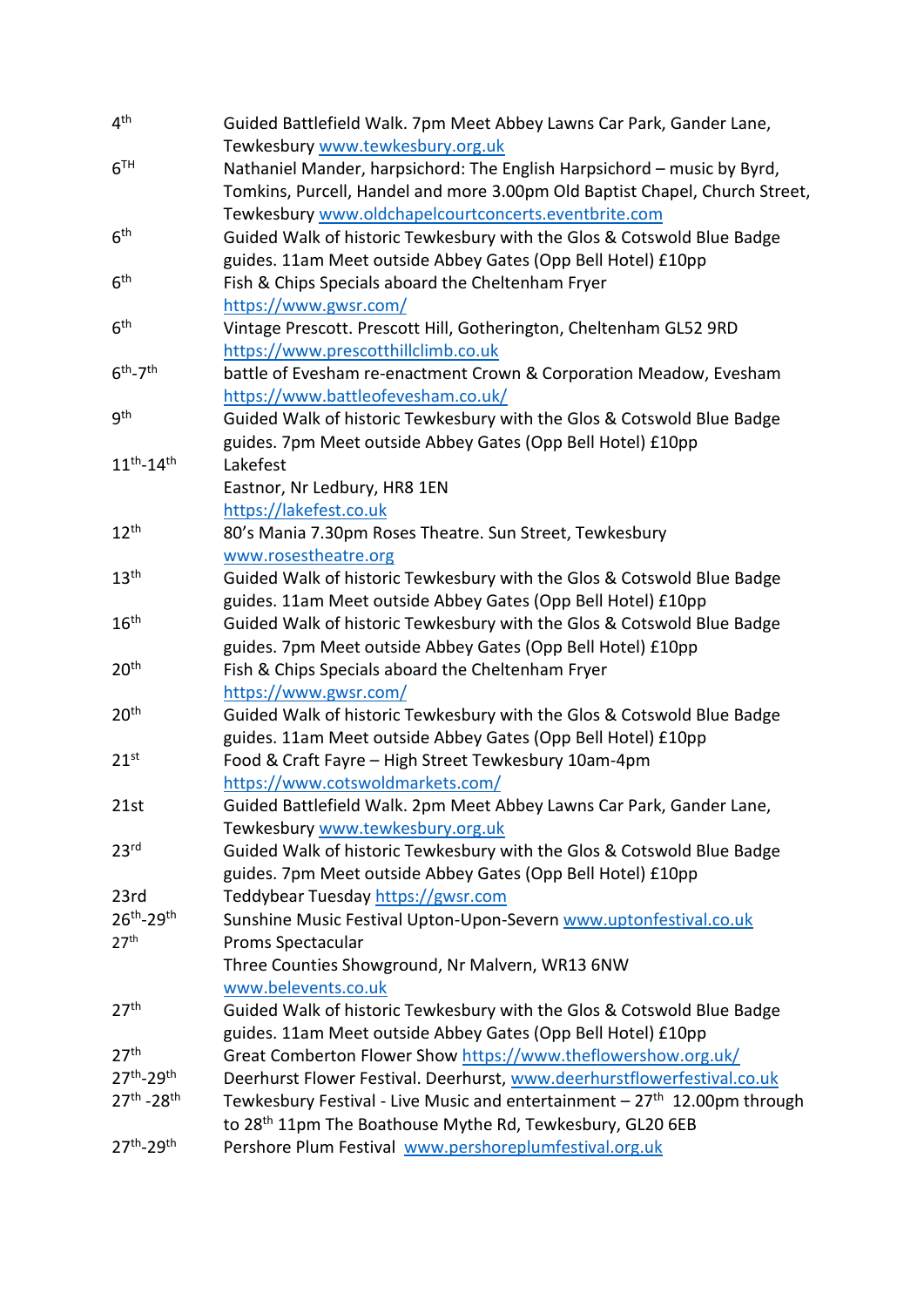| | |
|---|---|
| 4th | Guided Battlefield Walk. 7pm Meet Abbey Lawns Car Park, Gander Lane, Tewkesbury www.tewkesbury.org.uk |
| 6TH | Nathaniel Mander, harpsichord: The English Harpsichord – music by Byrd, Tomkins, Purcell, Handel and more 3.00pm Old Baptist Chapel, Church Street, Tewkesbury www.oldchapelcourtconcerts.eventbrite.com |
| 6th | Guided Walk of historic Tewkesbury with the Glos & Cotswold Blue Badge guides. 11am Meet outside Abbey Gates (Opp Bell Hotel) £10pp |
| 6th | Fish & Chips Specials aboard the Cheltenham Fryer https://www.gwsr.com/ |
| 6th | Vintage Prescott. Prescott Hill, Gotherington, Cheltenham GL52 9RD https://www.prescotthillclimb.co.uk |
| 6th-7th | battle of Evesham re-enactment Crown & Corporation Meadow, Evesham https://www.battleofevesham.co.uk/ |
| 9th | Guided Walk of historic Tewkesbury with the Glos & Cotswold Blue Badge guides. 7pm Meet outside Abbey Gates (Opp Bell Hotel) £10pp |
| 11th-14th | Lakefest<br>Eastnor, Nr Ledbury, HR8 1EN<br>https://lakefest.co.uk |
| 12th | 80's Mania 7.30pm Roses Theatre. Sun Street, Tewkesbury www.rosestheatre.org |
| 13th | Guided Walk of historic Tewkesbury with the Glos & Cotswold Blue Badge guides. 11am Meet outside Abbey Gates (Opp Bell Hotel) £10pp |
| 16th | Guided Walk of historic Tewkesbury with the Glos & Cotswold Blue Badge guides. 7pm Meet outside Abbey Gates (Opp Bell Hotel) £10pp |
| 20th | Fish & Chips Specials aboard the Cheltenham Fryer https://www.gwsr.com/ |
| 20th | Guided Walk of historic Tewkesbury with the Glos & Cotswold Blue Badge guides. 11am Meet outside Abbey Gates (Opp Bell Hotel) £10pp |
| 21st | Food & Craft Fayre – High Street Tewkesbury 10am-4pm https://www.cotswoldmarkets.com/ |
| 21st | Guided Battlefield Walk. 2pm Meet Abbey Lawns Car Park, Gander Lane, Tewkesbury www.tewkesbury.org.uk |
| 23rd | Guided Walk of historic Tewkesbury with the Glos & Cotswold Blue Badge guides. 7pm Meet outside Abbey Gates (Opp Bell Hotel) £10pp |
| 23rd | Teddybear Tuesday https://gwsr.com |
| 26th-29th | Sunshine Music Festival Upton-Upon-Severn www.uptonfestival.co.uk |
| 27th | Proms Spectacular<br>Three Counties Showground, Nr Malvern, WR13 6NW<br>www.belevents.co.uk |
| 27th | Guided Walk of historic Tewkesbury with the Glos & Cotswold Blue Badge guides. 11am Meet outside Abbey Gates (Opp Bell Hotel) £10pp |
| 27th | Great Comberton Flower Show https://www.theflowershow.org.uk/ |
| 27th-29th | Deerhurst Flower Festival. Deerhurst, www.deerhurstflowerfestival.co.uk |
| 27th -28th | Tewkesbury Festival - Live Music and entertainment – 27th 12.00pm through to 28th 11pm The Boathouse Mythe Rd, Tewkesbury, GL20 6EB |
| 27th-29th | Pershore Plum Festival www.pershoreplumfestival.org.uk |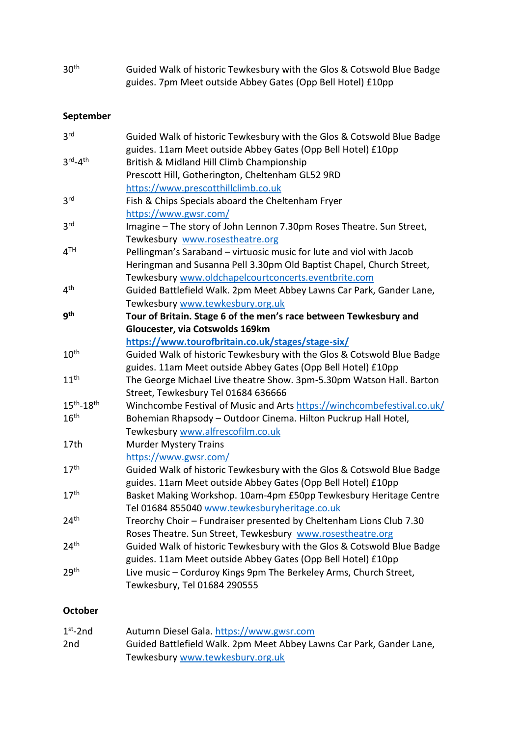| | |
|---|---|
| 30th | Guided Walk of historic Tewkesbury with the Glos & Cotswold Blue Badge guides. 7pm Meet outside Abbey Gates (Opp Bell Hotel) £10pp |

**September**

| | |
|---|---|
| 3rd | Guided Walk of historic Tewkesbury with the Glos & Cotswold Blue Badge guides. 11am Meet outside Abbey Gates (Opp Bell Hotel) £10pp |
| 3rd-4th | British & Midland Hill Climb Championship<br>Prescott Hill, Gotherington, Cheltenham GL52 9RD<br>https://www.prescotthillclimb.co.uk |
| 3rd | Fish & Chips Specials aboard the Cheltenham Fryer<br>https://www.gwsr.com/ |
| 3rd | Imagine – The story of John Lennon 7.30pm Roses Theatre. Sun Street, Tewkesbury www.rosestheatre.org |
| 4TH | Pellingman's Saraband – virtuosic music for lute and viol with Jacob Heringman and Susanna Pell 3.30pm Old Baptist Chapel, Church Street, Tewkesbury www.oldchapelcourtconcerts.eventbrite.com |
| 4th | Guided Battlefield Walk. 2pm Meet Abbey Lawns Car Park, Gander Lane, Tewkesbury www.tewkesbury.org.uk |
| **9th** | **Tour of Britain. Stage 6 of the men's race between Tewkesbury and Gloucester, via Cotswolds 169km**<br>**https://www.tourofbritain.co.uk/stages/stage-six/** |
| 10th | Guided Walk of historic Tewkesbury with the Glos & Cotswold Blue Badge guides. 11am Meet outside Abbey Gates (Opp Bell Hotel) £10pp |
| 11th | The George Michael Live theatre Show. 3pm-5.30pm Watson Hall. Barton Street, Tewkesbury Tel 01684 636666 |
| 15th-18th | Winchcombe Festival of Music and Arts https://winchcombefestival.co.uk/ |
| 16th | Bohemian Rhapsody – Outdoor Cinema. Hilton Puckrup Hall Hotel, Tewkesbury www.alfrescofilm.co.uk |
| 17th | Murder Mystery Trains<br>https://www.gwsr.com/ |
| 17th | Guided Walk of historic Tewkesbury with the Glos & Cotswold Blue Badge guides. 11am Meet outside Abbey Gates (Opp Bell Hotel) £10pp |
| 17th | Basket Making Workshop. 10am-4pm £50pp Tewkesbury Heritage Centre Tel 01684 855040 www.tewkesburyheritage.co.uk |
| 24th | Treorchy Choir – Fundraiser presented by Cheltenham Lions Club 7.30 Roses Theatre. Sun Street, Tewkesbury www.rosestheatre.org |
| 24th | Guided Walk of historic Tewkesbury with the Glos & Cotswold Blue Badge guides. 11am Meet outside Abbey Gates (Opp Bell Hotel) £10pp |
| 29th | Live music – Corduroy Kings 9pm The Berkeley Arms, Church Street, Tewkesbury, Tel 01684 290555 |

**October**

| | |
|---|---|
| 1st-2nd | Autumn Diesel Gala. https://www.gwsr.com |
| 2nd | Guided Battlefield Walk. 2pm Meet Abbey Lawns Car Park, Gander Lane, Tewkesbury www.tewkesbury.org.uk |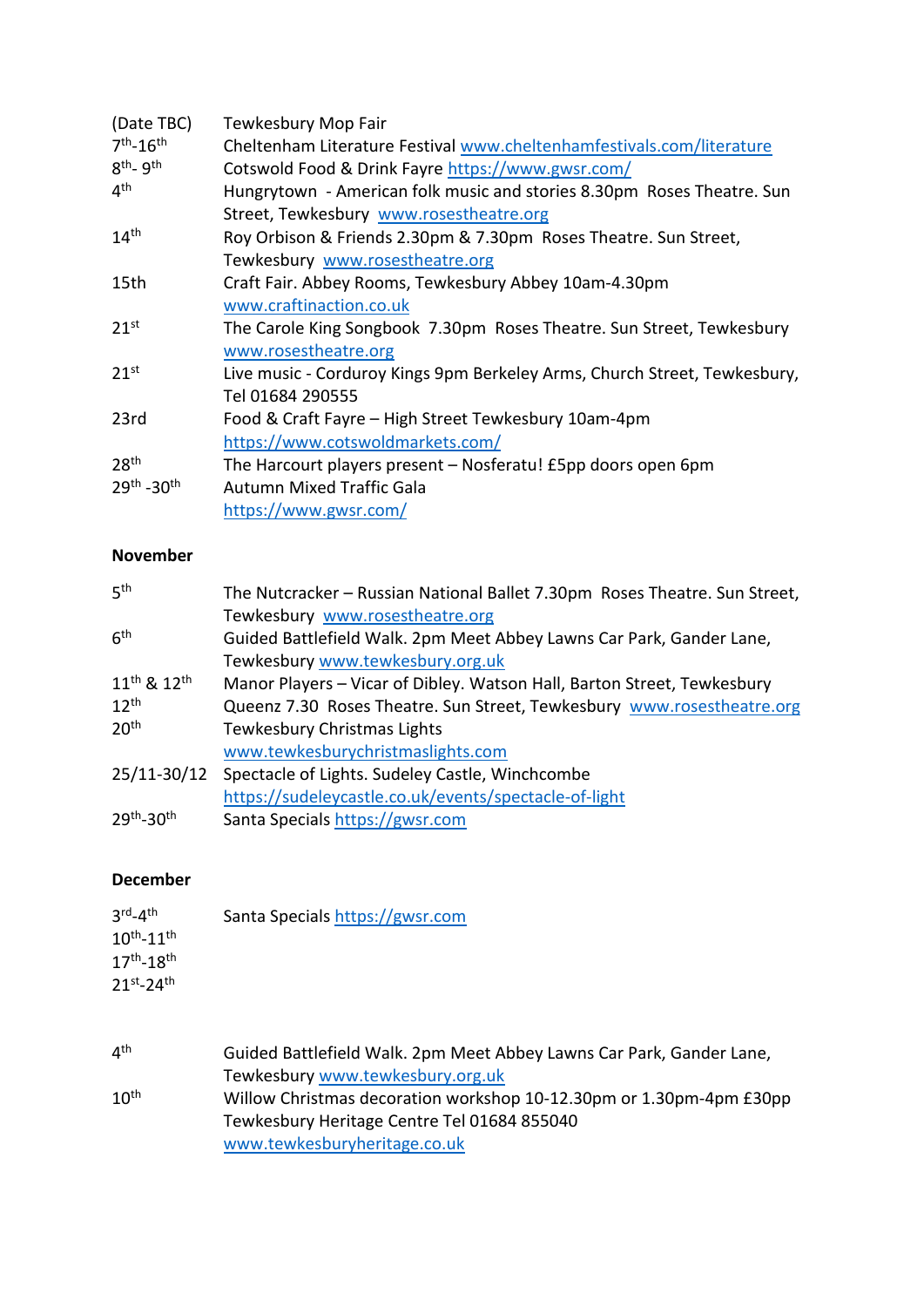| | |
|---|---|
| (Date TBC) | Tewkesbury Mop Fair |
| 7th-16th | Cheltenham Literature Festival www.cheltenhamfestivals.com/literature |
| 8th- 9th | Cotswold Food & Drink Fayre https://www.gwsr.com/ |
| 4th | Hungrytown - American folk music and stories 8.30pm Roses Theatre. Sun Street, Tewkesbury www.rosestheatre.org |
| 14th | Roy Orbison & Friends 2.30pm & 7.30pm Roses Theatre. Sun Street, Tewkesbury www.rosestheatre.org |
| 15th | Craft Fair. Abbey Rooms, Tewkesbury Abbey 10am-4.30pm www.craftinaction.co.uk |
| 21st | The Carole King Songbook 7.30pm Roses Theatre. Sun Street, Tewkesbury www.rosestheatre.org |
| 21st | Live music - Corduroy Kings 9pm Berkeley Arms, Church Street, Tewkesbury, Tel 01684 290555 |
| 23rd | Food & Craft Fayre – High Street Tewkesbury 10am-4pm https://www.cotswoldmarkets.com/ |
| 28th | The Harcourt players present – Nosferatu! £5pp doors open 6pm |
| 29th -30th | Autumn Mixed Traffic Gala https://www.gwsr.com/ |

**November**

| | |
|---|---|
| 5th | The Nutcracker – Russian National Ballet 7.30pm Roses Theatre. Sun Street, Tewkesbury www.rosestheatre.org |
| 6th | Guided Battlefield Walk. 2pm Meet Abbey Lawns Car Park, Gander Lane, Tewkesbury www.tewkesbury.org.uk |
| 11th & 12th | Manor Players – Vicar of Dibley. Watson Hall, Barton Street, Tewkesbury |
| 12th | Queenz 7.30 Roses Theatre. Sun Street, Tewkesbury www.rosestheatre.org |
| 20th | Tewkesbury Christmas Lights www.tewkesburychristmaslights.com |
| 25/11-30/12 | Spectacle of Lights. Sudeley Castle, Winchcombe https://sudeleycastle.co.uk/events/spectacle-of-light |
| 29th-30th | Santa Specials https://gwsr.com |

**December**

| | |
|---|---|
| 3rd-4th<br>10th-11th<br>17th-18th<br>21st-24th | Santa Specials https://gwsr.com |
| 4th | Guided Battlefield Walk. 2pm Meet Abbey Lawns Car Park, Gander Lane, Tewkesbury www.tewkesbury.org.uk |
| 10th | Willow Christmas decoration workshop 10-12.30pm or 1.30pm-4pm £30pp Tewkesbury Heritage Centre Tel 01684 855040 www.tewkesburyheritage.co.uk |